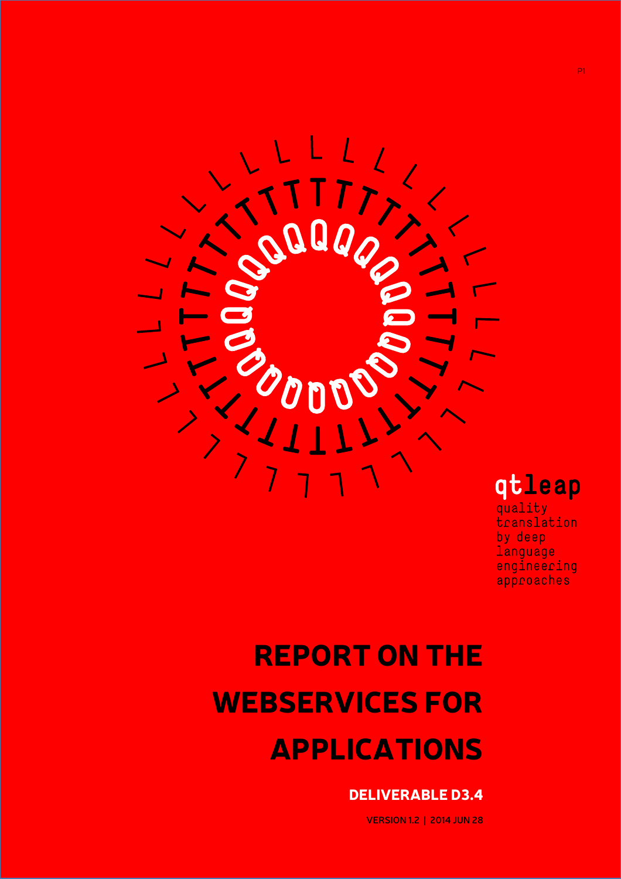qtleap

quality translation by deep language engineering approaches

# REPORT ON THE WEBSERVICES FOR APPLICATIONS

## DELIVERABLE D3.4

VERSION 1.2 | 2014 JUN 28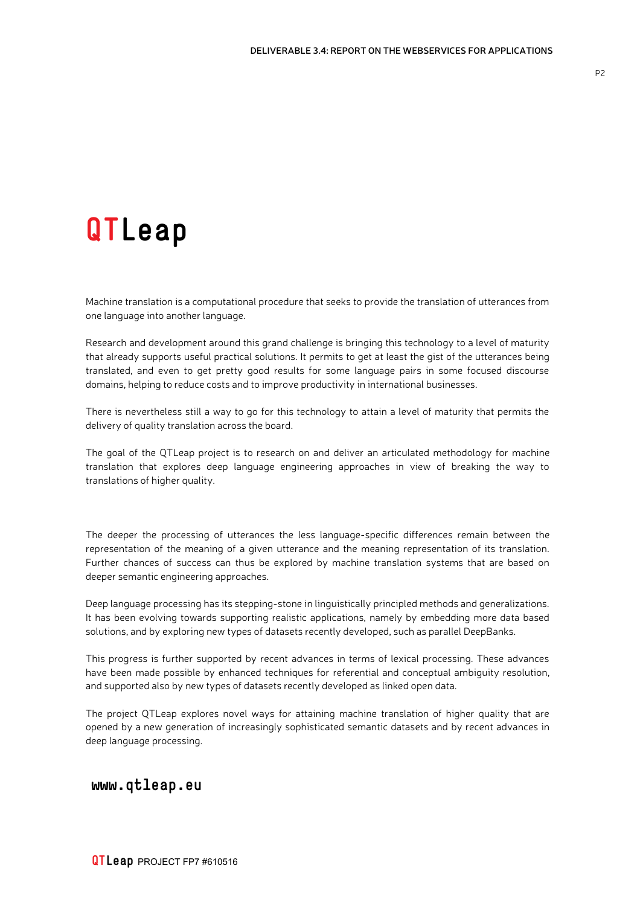# QTLeap

Machine translation is a computational procedure that seeks to provide the translation of utterances from one language into another language.

Research and development around this grand challenge is bringing this technology to a level of maturity that already supports useful practical solutions. It permits to get at least the gist of the utterances being translated, and even to get pretty good results for some language pairs in some focused discourse domains, helping to reduce costs and to improve productivity in international businesses.

There is nevertheless still a way to go for this technology to attain a level of maturity that permits the delivery of quality translation across the board.

The goal of the QTLeap project is to research on and deliver an articulated methodology for machine translation that explores deep language engineering approaches in view of breaking the way to translations of higher quality.

The deeper the processing of utterances the less language-specific differences remain between the representation of the meaning of a given utterance and the meaning representation of its translation. Further chances of success can thus be explored by machine translation systems that are based on deeper semantic engineering approaches.

Deep language processing has its stepping-stone in linguistically principled methods and generalizations. It has been evolving towards supporting realistic applications, namely by embedding more data based solutions, and by exploring new types of datasets recently developed, such as parallel DeepBanks.

This progress is further supported by recent advances in terms of lexical processing. These advances have been made possible by enhanced techniques for referential and conceptual ambiguity resolution, and supported also by new types of datasets recently developed as linked open data.

The project QTLeap explores novel ways for attaining machine translation of higher quality that are opened by a new generation of increasingly sophisticated semantic datasets and by recent advances in deep language processing.

**www.qtleap.eu**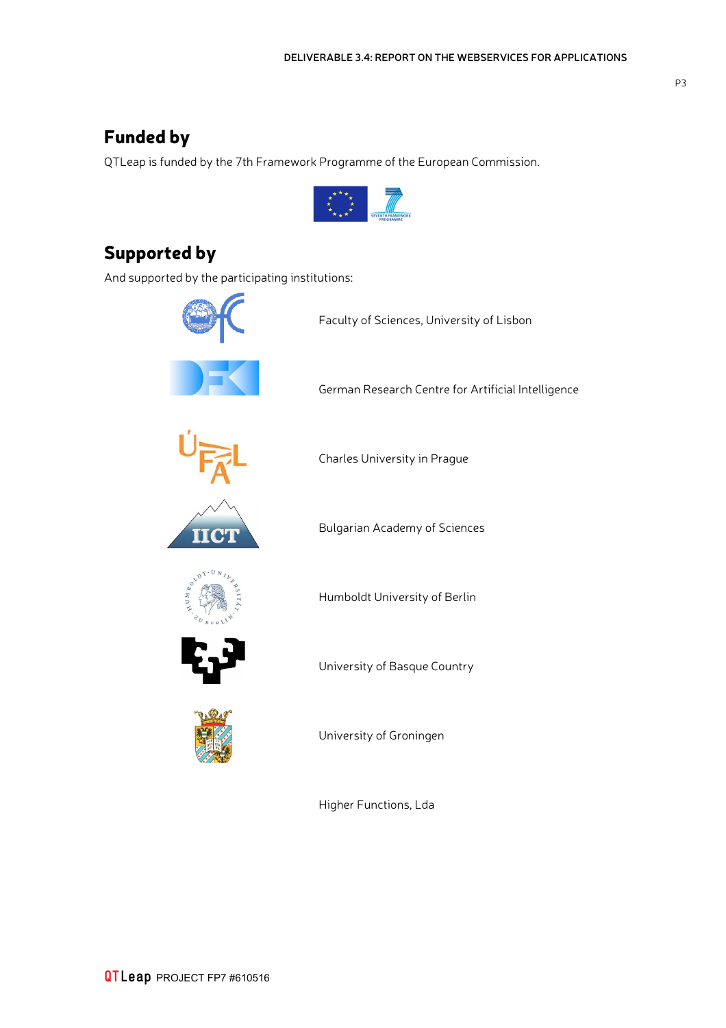## Funded by

QTLeap is funded by the 7th Framework Programme of the European Commission.

## Supported by

And supported by the participating institutions:

Faculty of Sciences, University of Lisbon

German Research Centre for Artificial Intelligence

Charles University in Prague

Bulgarian Academy of Sciences

Humboldt University of Berlin

University of Basque Country

University of Groningen

Higher Functions, Lda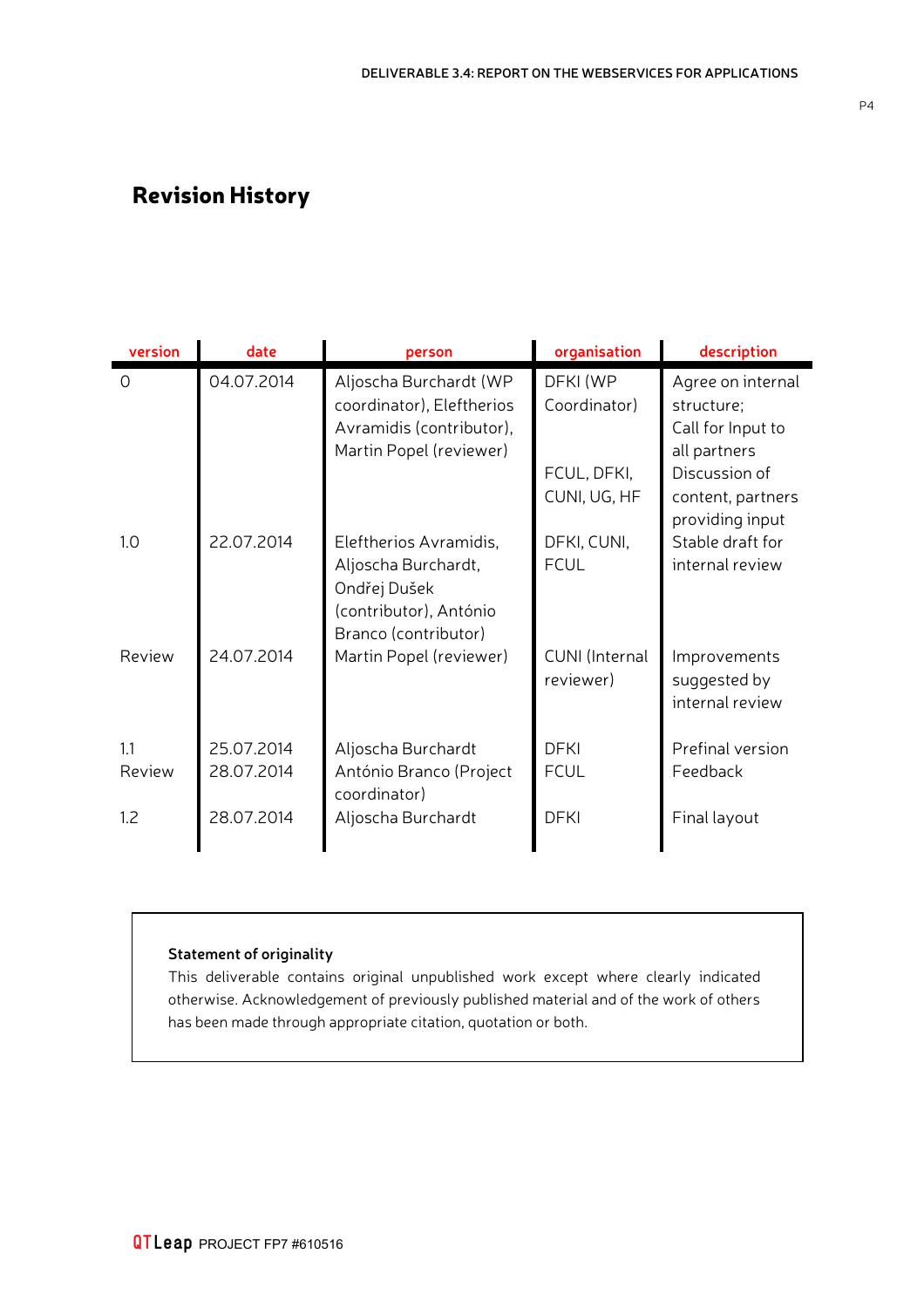## Revision History

| version | date | person | organisation | description |
|---|---|---|---|---|
| 0 | 04.07.2014 | Aljoscha Burchardt (WP coordinator), Eleftherios Avramidis (contributor), Martin Popel (reviewer) | DFKI (WP Coordinator) | Agree on internal structure; Call for Input to all partners |
| | | | FCUL, DFKI, CUNI, UG, HF | Discussion of content, partners providing input |
| 1.0 | 22.07.2014 | Eleftherios Avramidis, Aljoscha Burchardt, Ondřej Dušek (contributor), António Branco (contributor) | DFKI, CUNI, FCUL | Stable draft for internal review |
| Review | 24.07.2014 | Martin Popel (reviewer) | CUNI (Internal reviewer) | Improvements suggested by internal review |
| 1.1 | 25.07.2014 | Aljoscha Burchardt | DFKI | Prefinal version |
| Review | 28.07.2014 | António Branco (Project coordinator) | FCUL | Feedback |
| 1.2 | 28.07.2014 | Aljoscha Burchardt | DFKI | Final layout |

**Statement of originality**

This deliverable contains original unpublished work except where clearly indicated otherwise. Acknowledgement of previously published material and of the work of others has been made through appropriate citation, quotation or both.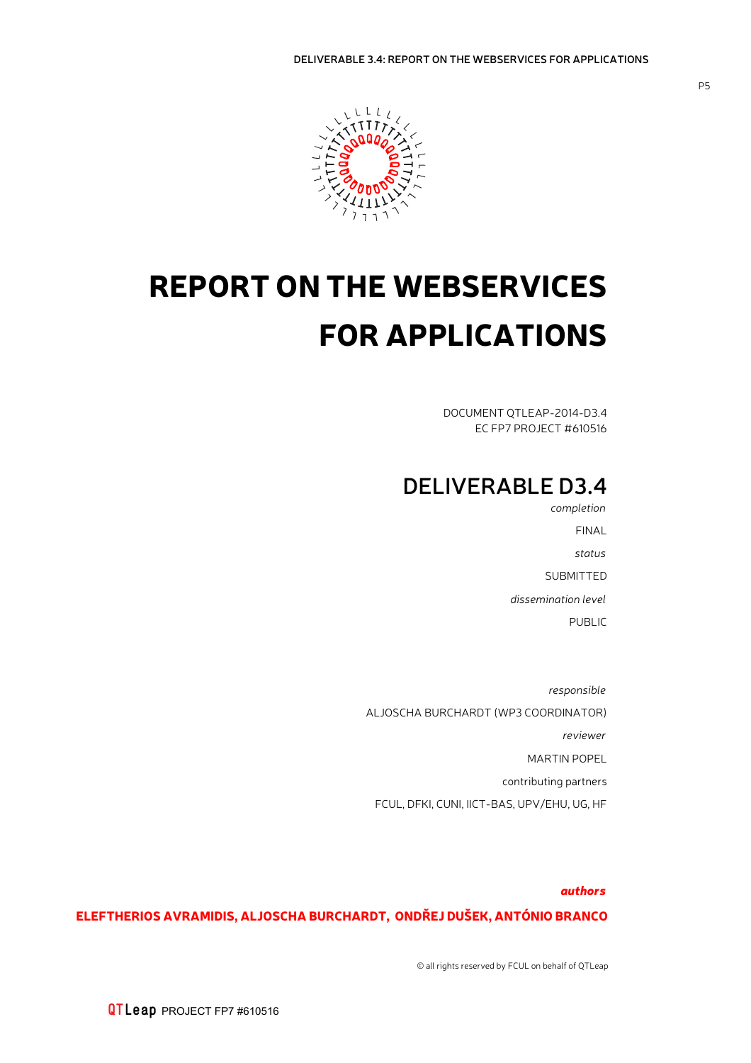# REPORT ON THE WEBSERVICES FOR APPLICATIONS

DOCUMENT QTLEAP-2014-D3.4
EC FP7 PROJECT #610516

## DELIVERABLE D3.4

*completion*

FINAL

*status*

SUBMITTED

*dissemination level*

PUBLIC

*responsible*

ALJOSCHA BURCHARDT (WP3 COORDINATOR)

*reviewer*

MARTIN POPEL

contributing partners

FCUL, DFKI, CUNI, IICT-BAS, UPV/EHU, UG, HF

***authors***

**ELEFTHERIOS AVRAMIDIS, ALJOSCHA BURCHARDT, ONDŘEJ DUŠEK, ANTÓNIO BRANCO**

© all rights reserved by FCUL on behalf of QTLeap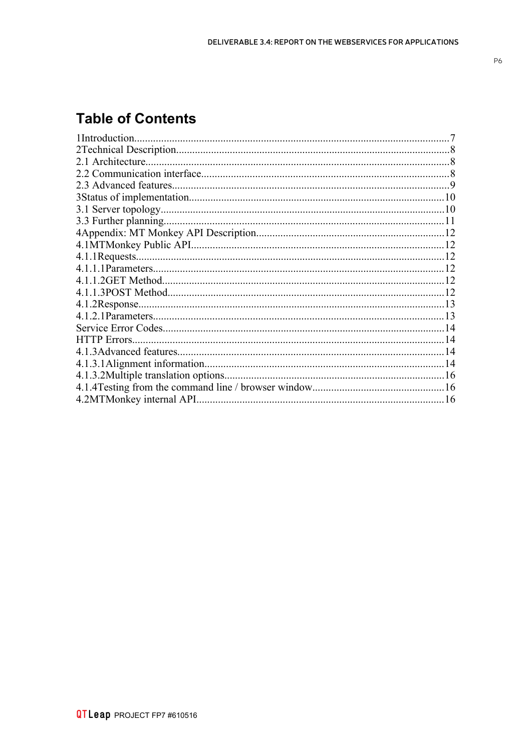# Table of Contents

1Introduction....................................................................................................................7
2Technical Description.....................................................................................................8
2.1 Architecture................................................................................................................8
2.2 Communication interface...........................................................................................8
2.3 Advanced features......................................................................................................9
3Status of implementation..............................................................................................10
3.1 Server topology.........................................................................................................10
3.3 Further planning........................................................................................................11
4Appendix: MT Monkey API Description.....................................................................12
4.1MTMonkey Public API.............................................................................................12
4.1.1Requests..................................................................................................................12
4.1.1.1Parameters............................................................................................................12
4.1.1.2GET Method.........................................................................................................12
4.1.1.3POST Method.......................................................................................................12
4.1.2Response.................................................................................................................13
4.1.2.1Parameters............................................................................................................13
Service Error Codes........................................................................................................14
HTTP Errors...................................................................................................................14
4.1.3Advanced features..................................................................................................14
4.1.3.1Alignment information........................................................................................14
4.1.3.2Multiple translation options.................................................................................16
4.1.4Testing from the command line / browser window.................................................16
4.2MTMonkey internal API...........................................................................................16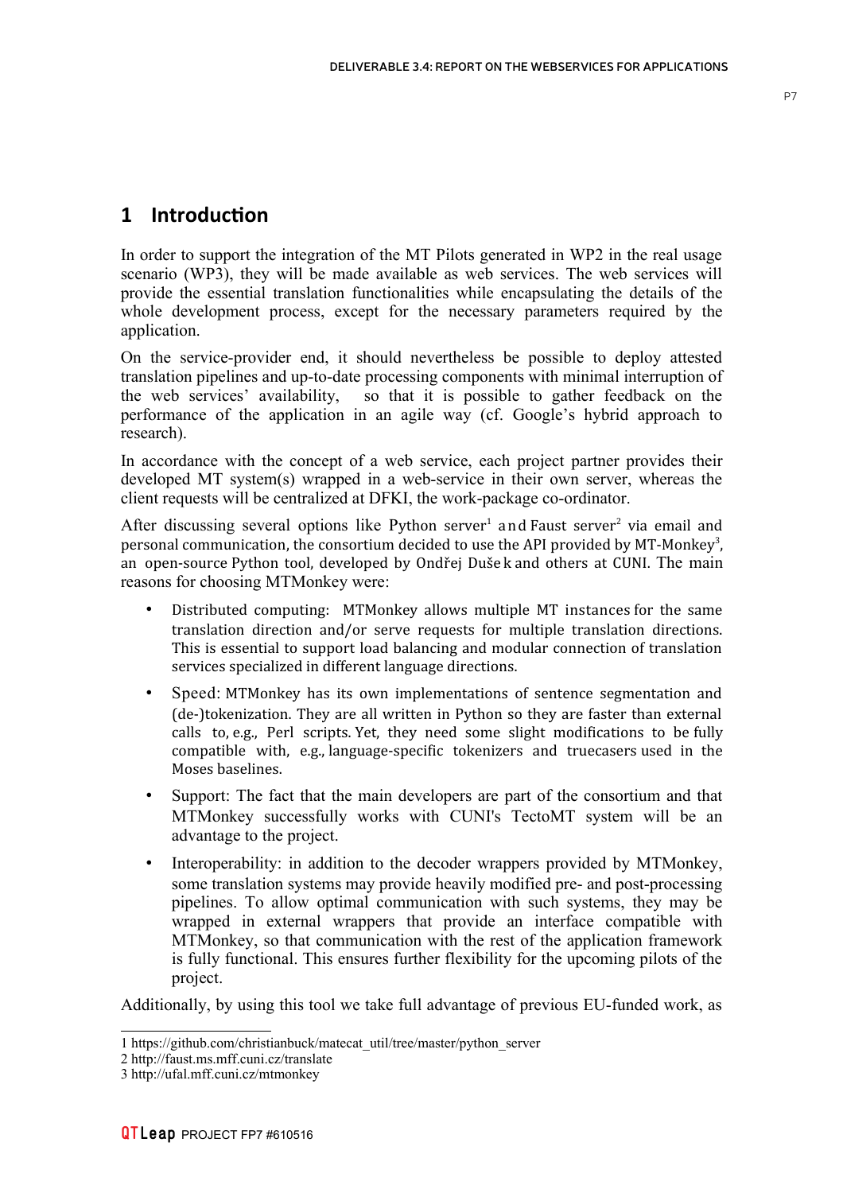# 1 Introduction

In order to support the integration of the MT Pilots generated in WP2 in the real usage scenario (WP3), they will be made available as web services. The web services will provide the essential translation functionalities while encapsulating the details of the whole development process, except for the necessary parameters required by the application.

On the service-provider end, it should nevertheless be possible to deploy attested translation pipelines and up-to-date processing components with minimal interruption of the web services' availability, so that it is possible to gather feedback on the performance of the application in an agile way (cf. Google's hybrid approach to research).

In accordance with the concept of a web service, each project partner provides their developed MT system(s) wrapped in a web-service in their own server, whereas the client requests will be centralized at DFKI, the work-package co-ordinator.

After discussing several options like Python server[1] and Faust server[2] via email and personal communication, the consortium decided to use the API provided by MT-Monkey[3], an open-source Python tool, developed by Ondřej Dušek and others at CUNI. The main reasons for choosing MTMonkey were:

- Distributed computing: MTMonkey allows multiple MT instances for the same translation direction and/or serve requests for multiple translation directions. This is essential to support load balancing and modular connection of translation services specialized in different language directions.
- Speed: MTMonkey has its own implementations of sentence segmentation and (de-)tokenization. They are all written in Python so they are faster than external calls to, e.g., Perl scripts. Yet, they need some slight modifications to be fully compatible with, e.g., language-specific tokenizers and truecasers used in the Moses baselines.
- Support: The fact that the main developers are part of the consortium and that MTMonkey successfully works with CUNI's TectoMT system will be an advantage to the project.
- Interoperability: in addition to the decoder wrappers provided by MTMonkey, some translation systems may provide heavily modified pre- and post-processing pipelines. To allow optimal communication with such systems, they may be wrapped in external wrappers that provide an interface compatible with MTMonkey, so that communication with the rest of the application framework is fully functional. This ensures further flexibility for the upcoming pilots of the project.

Additionally, by using this tool we take full advantage of previous EU-funded work, as

---

1 https://github.com/christianbuck/matecat_util/tree/master/python_server
2 http://faust.ms.mff.cuni.cz/translate
3 http://ufal.mff.cuni.cz/mtmonkey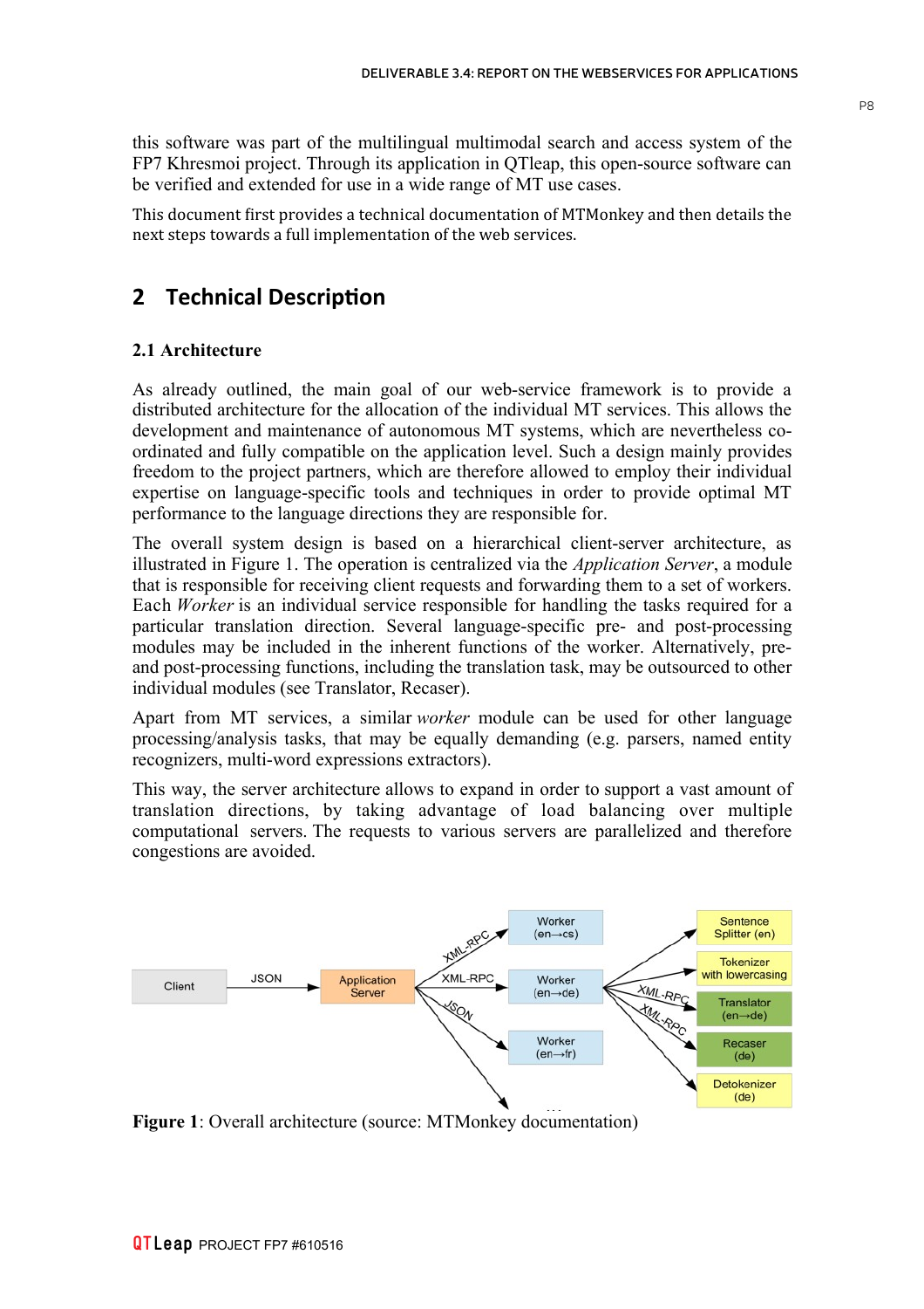this software was part of the multilingual multimodal search and access system of the FP7 Khresmoi project. Through its application in QTleap, this open-source software can be verified and extended for use in a wide range of MT use cases.

This document first provides a technical documentation of MTMonkey and then details the next steps towards a full implementation of the web services.

# 2 Technical Description

## 2.1 Architecture

As already outlined, the main goal of our web-service framework is to provide a distributed architecture for the allocation of the individual MT services. This allows the development and maintenance of autonomous MT systems, which are nevertheless co-ordinated and fully compatible on the application level. Such a design mainly provides freedom to the project partners, which are therefore allowed to employ their individual expertise on language-specific tools and techniques in order to provide optimal MT performance to the language directions they are responsible for.

The overall system design is based on a hierarchical client-server architecture, as illustrated in Figure 1. The operation is centralized via the *Application Server*, a module that is responsible for receiving client requests and forwarding them to a set of workers. Each *Worker* is an individual service responsible for handling the tasks required for a particular translation direction. Several language-specific pre- and post-processing modules may be included in the inherent functions of the worker. Alternatively, pre- and post-processing functions, including the translation task, may be outsourced to other individual modules (see Translator, Recaser).

Apart from MT services, a similar *worker* module can be used for other language processing/analysis tasks, that may be equally demanding (e.g. parsers, named entity recognizers, multi-word expressions extractors).

This way, the server architecture allows to expand in order to support a vast amount of translation directions, by taking advantage of load balancing over multiple computational servers. The requests to various servers are parallelized and therefore congestions are avoided.

Client → JSON → Application Server → XML-RPC → Worker (en→cs); XML-RPC → Worker (en→de); JSON → Worker (en→fr); …

Worker (en→de) → Sentence Splitter (en); Tokenizer with lowercasing; XML-RPC → Translator (en→de); XML-RPC → Recaser (de); Detokenizer (de)

**Figure 1**: Overall architecture (source: MTMonkey documentation)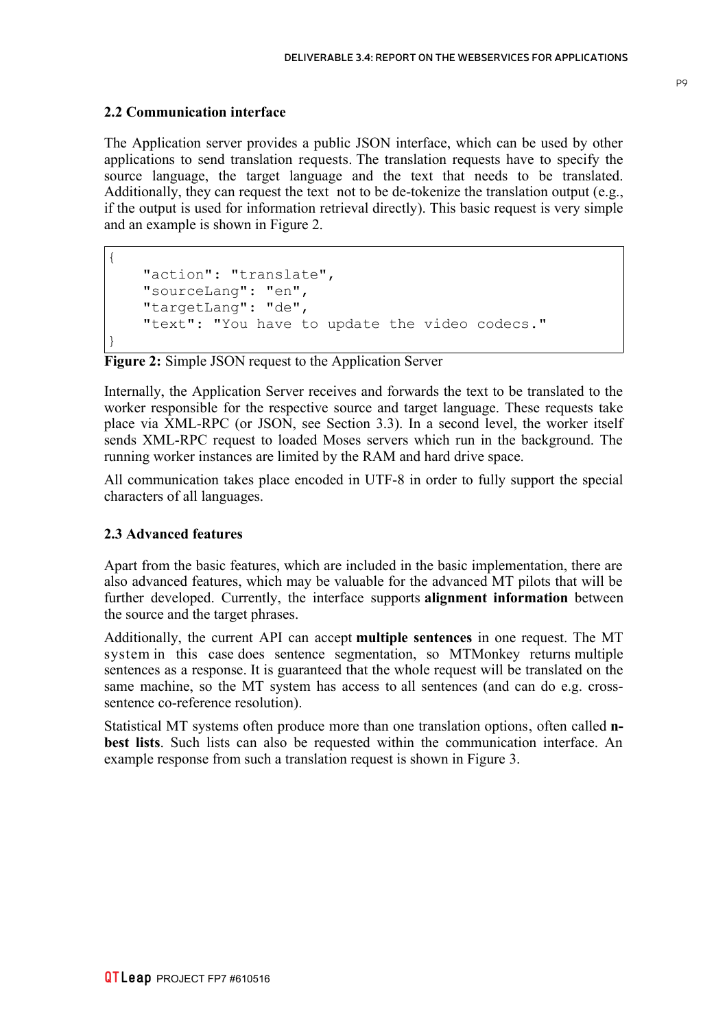## 2.2 Communication interface

The Application server provides a public JSON interface, which can be used by other applications to send translation requests. The translation requests have to specify the source language, the target language and the text that needs to be translated. Additionally, they can request the text not to be de-tokenize the translation output (e.g., if the output is used for information retrieval directly). This basic request is very simple and an example is shown in Figure 2.

```
{
    "action": "translate",
    "sourceLang": "en",
    "targetLang": "de",
    "text": "You have to update the video codecs."
}
```

**Figure 2:** Simple JSON request to the Application Server

Internally, the Application Server receives and forwards the text to be translated to the worker responsible for the respective source and target language. These requests take place via XML-RPC (or JSON, see Section 3.3). In a second level, the worker itself sends XML-RPC request to loaded Moses servers which run in the background. The running worker instances are limited by the RAM and hard drive space.

All communication takes place encoded in UTF-8 in order to fully support the special characters of all languages.

## 2.3 Advanced features

Apart from the basic features, which are included in the basic implementation, there are also advanced features, which may be valuable for the advanced MT pilots that will be further developed. Currently, the interface supports **alignment information** between the source and the target phrases.

Additionally, the current API can accept **multiple sentences** in one request. The MT system in this case does sentence segmentation, so MTMonkey returns multiple sentences as a response. It is guaranteed that the whole request will be translated on the same machine, so the MT system has access to all sentences (and can do e.g. cross-sentence co-reference resolution).

Statistical MT systems often produce more than one translation options, often called **n-best lists**. Such lists can also be requested within the communication interface. An example response from such a translation request is shown in Figure 3.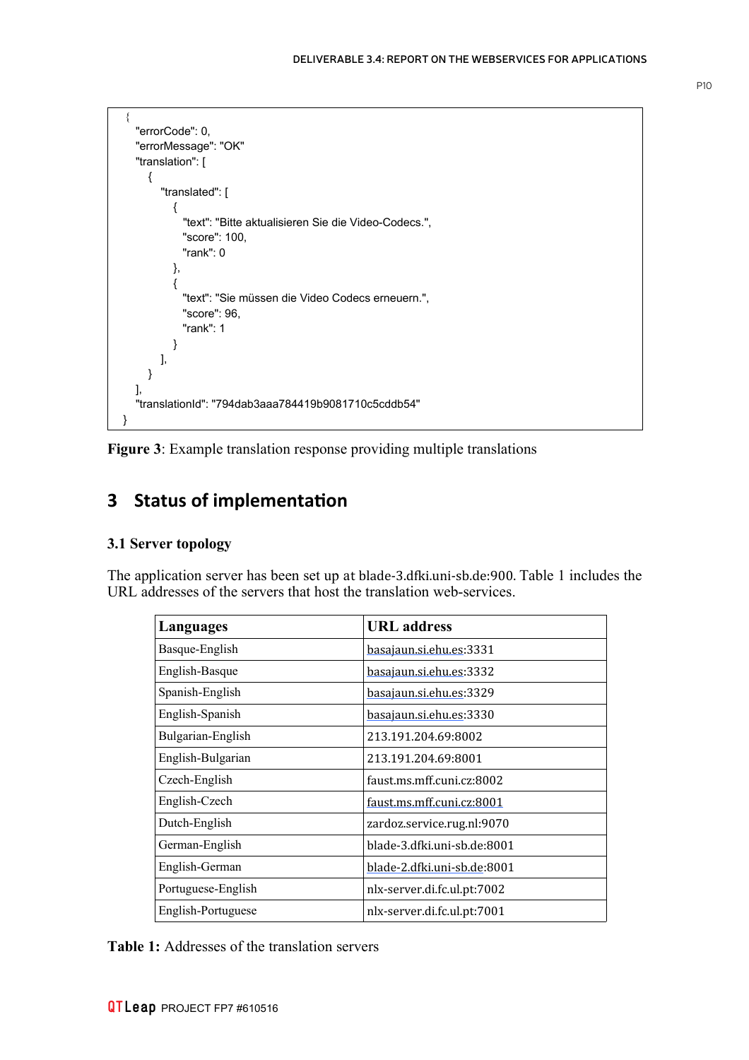```
{
  "errorCode": 0,
  "errorMessage": "OK"
  "translation": [
    {
      "translated": [
        {
          "text": "Bitte aktualisieren Sie die Video-Codecs.",
          "score": 100,
          "rank": 0
        },
        {
          "text": "Sie müssen die Video Codecs erneuern.",
          "score": 96,
          "rank": 1
        }
      ],
    }
  ],
  "translationId": "794dab3aaa784419b9081710c5cddb54"
}
```

**Figure 3**: Example translation response providing multiple translations

# 3 Status of implementation

## 3.1 Server topology

The application server has been set up at blade-3.dfki.uni-sb.de:900. Table 1 includes the URL addresses of the servers that host the translation web-services.

| Languages | URL address |
|---|---|
| Basque-English | basajaun.si.ehu.es:3331 |
| English-Basque | basajaun.si.ehu.es:3332 |
| Spanish-English | basajaun.si.ehu.es:3329 |
| English-Spanish | basajaun.si.ehu.es:3330 |
| Bulgarian-English | 213.191.204.69:8002 |
| English-Bulgarian | 213.191.204.69:8001 |
| Czech-English | faust.ms.mff.cuni.cz:8002 |
| English-Czech | faust.ms.mff.cuni.cz:8001 |
| Dutch-English | zardoz.service.rug.nl:9070 |
| German-English | blade-3.dfki.uni-sb.de:8001 |
| English-German | blade-2.dfki.uni-sb.de:8001 |
| Portuguese-English | nlx-server.di.fc.ul.pt:7002 |
| English-Portuguese | nlx-server.di.fc.ul.pt:7001 |

**Table 1:** Addresses of the translation servers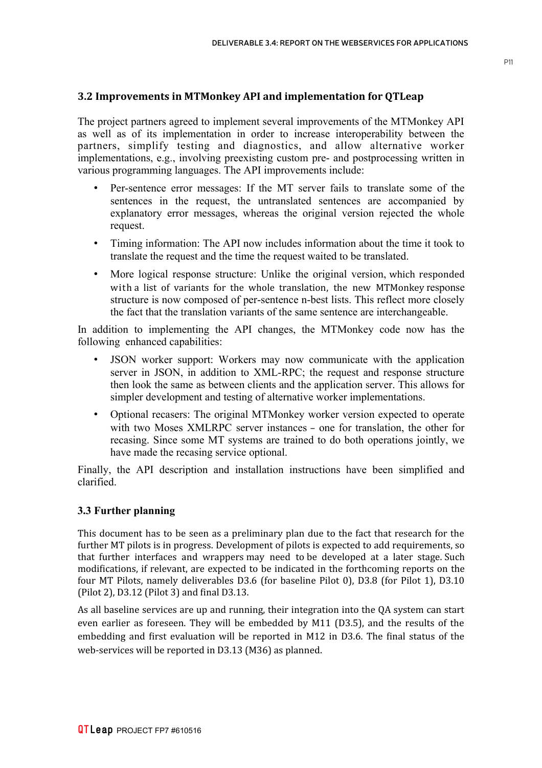### 3.2 Improvements in MTMonkey API and implementation for QTLeap

The project partners agreed to implement several improvements of the MTMonkey API as well as of its implementation in order to increase interoperability between the partners, simplify testing and diagnostics, and allow alternative worker implementations, e.g., involving preexisting custom pre- and postprocessing written in various programming languages. The API improvements include:

- Per-sentence error messages: If the MT server fails to translate some of the sentences in the request, the untranslated sentences are accompanied by explanatory error messages, whereas the original version rejected the whole request.
- Timing information: The API now includes information about the time it took to translate the request and the time the request waited to be translated.
- More logical response structure: Unlike the original version, which responded with a list of variants for the whole translation, the new MTMonkey response structure is now composed of per-sentence n-best lists. This reflect more closely the fact that the translation variants of the same sentence are interchangeable.

In addition to implementing the API changes, the MTMonkey code now has the following enhanced capabilities:

- JSON worker support: Workers may now communicate with the application server in JSON, in addition to XML-RPC; the request and response structure then look the same as between clients and the application server. This allows for simpler development and testing of alternative worker implementations.
- Optional recasers: The original MTMonkey worker version expected to operate with two Moses XMLRPC server instances – one for translation, the other for recasing. Since some MT systems are trained to do both operations jointly, we have made the recasing service optional.

Finally, the API description and installation instructions have been simplified and clarified.

### 3.3 Further planning

This document has to be seen as a preliminary plan due to the fact that research for the further MT pilots is in progress. Development of pilots is expected to add requirements, so that further interfaces and wrappers may need to be developed at a later stage. Such modifications, if relevant, are expected to be indicated in the forthcoming reports on the four MT Pilots, namely deliverables D3.6 (for baseline Pilot 0), D3.8 (for Pilot 1), D3.10 (Pilot 2), D3.12 (Pilot 3) and final D3.13.

As all baseline services are up and running, their integration into the QA system can start even earlier as foreseen. They will be embedded by M11 (D3.5), and the results of the embedding and first evaluation will be reported in M12 in D3.6. The final status of the web-services will be reported in D3.13 (M36) as planned.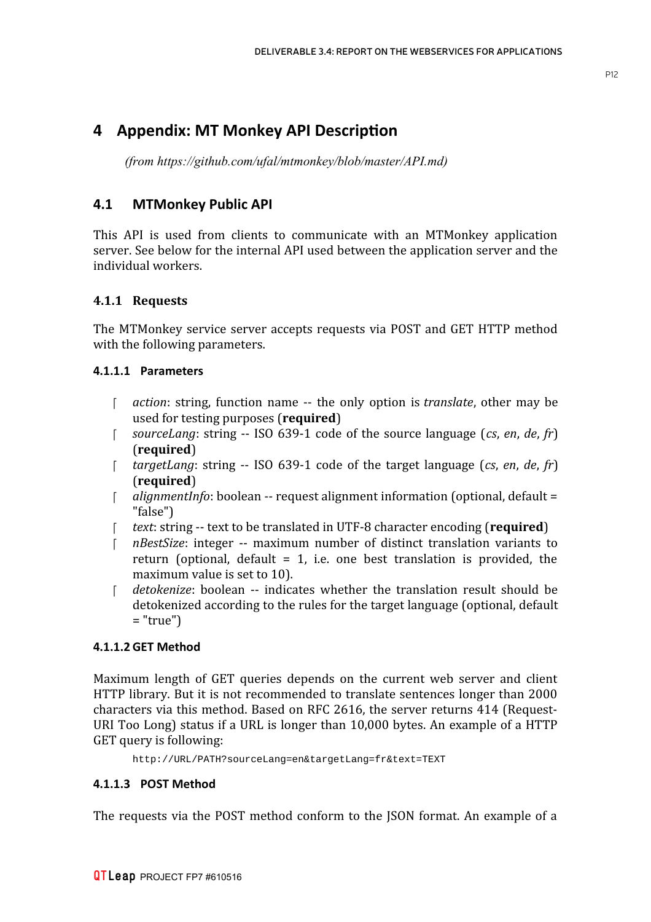# 4 Appendix: MT Monkey API Description

*(from https://github.com/ufal/mtmonkey/blob/master/API.md)*

## 4.1 MTMonkey Public API

This API is used from clients to communicate with an MTMonkey application server. See below for the internal API used between the application server and the individual workers.

### 4.1.1 Requests

The MTMonkey service server accepts requests via POST and GET HTTP method with the following parameters.

#### 4.1.1.1 Parameters

- *action*: string, function name -- the only option is *translate*, other may be used for testing purposes (**required**)
- *sourceLang*: string -- ISO 639-1 code of the source language (*cs*, *en*, *de*, *fr*) (**required**)
- *targetLang*: string -- ISO 639-1 code of the target language (*cs*, *en*, *de*, *fr*) (**required**)
- *alignmentInfo*: boolean -- request alignment information (optional, default = "false")
- *text*: string -- text to be translated in UTF-8 character encoding (**required**)
- *nBestSize*: integer -- maximum number of distinct translation variants to return (optional, default = 1, i.e. one best translation is provided, the maximum value is set to 10).
- *detokenize*: boolean -- indicates whether the translation result should be detokenized according to the rules for the target language (optional, default = "true")

#### 4.1.1.2 GET Method

Maximum length of GET queries depends on the current web server and client HTTP library. But it is not recommended to translate sentences longer than 2000 characters via this method. Based on RFC 2616, the server returns 414 (Request-URI Too Long) status if a URL is longer than 10,000 bytes. An example of a HTTP GET query is following:

```
http://URL/PATH?sourceLang=en&targetLang=fr&text=TEXT
```

#### 4.1.1.3 POST Method

The requests via the POST method conform to the JSON format. An example of a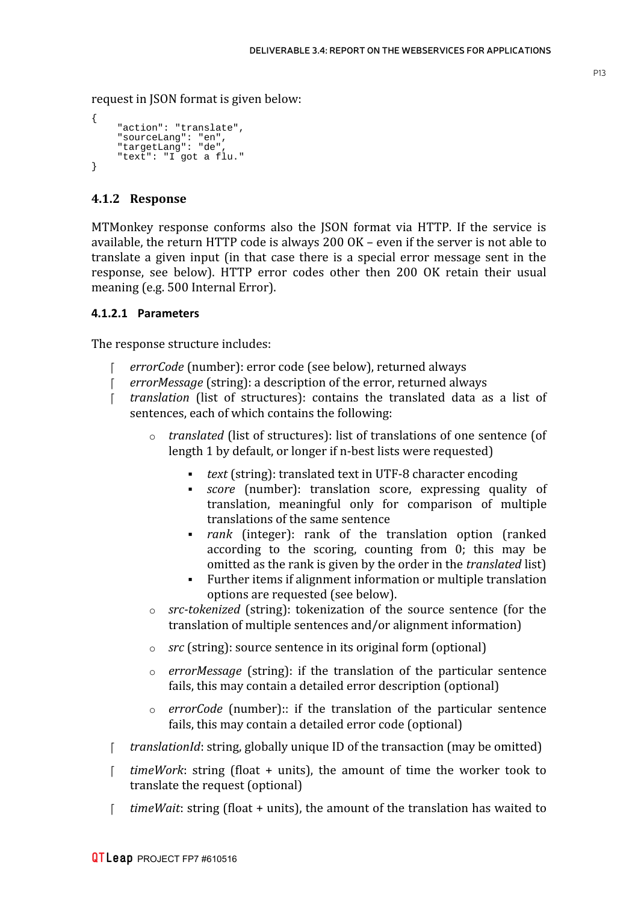request in JSON format is given below:

```
{
    "action": "translate",
    "sourceLang": "en",
    "targetLang": "de",
    "text": "I got a flu."
}
```

### 4.1.2 Response

MTMonkey response conforms also the JSON format via HTTP. If the service is available, the return HTTP code is always 200 OK – even if the server is not able to translate a given input (in that case there is a special error message sent in the response, see below). HTTP error codes other then 200 OK retain their usual meaning (e.g. 500 Internal Error).

#### 4.1.2.1 Parameters

The response structure includes:

- *errorCode* (number): error code (see below), returned always
- *errorMessage* (string): a description of the error, returned always
- *translation* (list of structures): contains the translated data as a list of sentences, each of which contains the following:
  - *translated* (list of structures): list of translations of one sentence (of length 1 by default, or longer if n-best lists were requested)
    - *text* (string): translated text in UTF-8 character encoding
    - *score* (number): translation score, expressing quality of translation, meaningful only for comparison of multiple translations of the same sentence
    - *rank* (integer): rank of the translation option (ranked according to the scoring, counting from 0; this may be omitted as the rank is given by the order in the *translated* list)
    - Further items if alignment information or multiple translation options are requested (see below).
  - *src-tokenized* (string): tokenization of the source sentence (for the translation of multiple sentences and/or alignment information)
  - *src* (string): source sentence in its original form (optional)
  - *errorMessage* (string): if the translation of the particular sentence fails, this may contain a detailed error description (optional)
  - *errorCode* (number):: if the translation of the particular sentence fails, this may contain a detailed error code (optional)
- *translationId*: string, globally unique ID of the transaction (may be omitted)
- *timeWork*: string (float + units), the amount of time the worker took to translate the request (optional)
- *timeWait*: string (float + units), the amount of the translation has waited to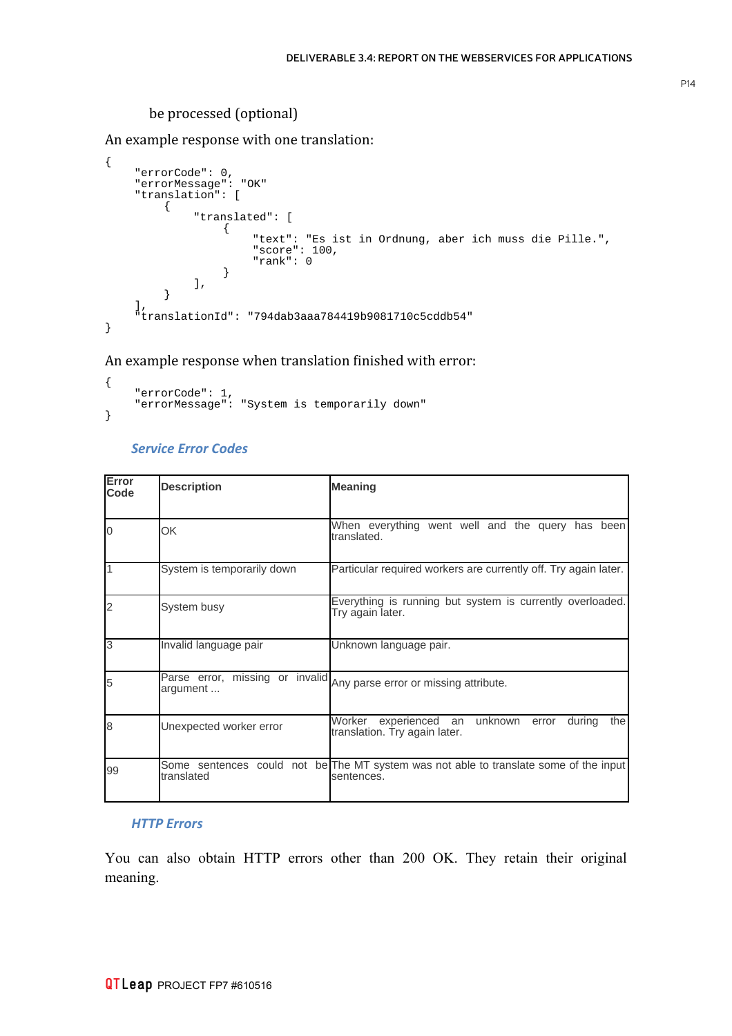be processed (optional)

An example response with one translation:

```
{
    "errorCode": 0,
    "errorMessage": "OK"
    "translation": [
        {
            "translated": [
                {
                    "text": "Es ist in Ordnung, aber ich muss die Pille.",
                    "score": 100,
                    "rank": 0
                }
            ],
        }
    ],
    "translationId": "794dab3aaa784419b9081710c5cddb54"
}
```

An example response when translation finished with error:

```
{
    "errorCode": 1,
    "errorMessage": "System is temporarily down"
}
```

### Service Error Codes

| Error Code | Description | Meaning |
|---|---|---|
| 0 | OK | When everything went well and the query has been translated. |
| 1 | System is temporarily down | Particular required workers are currently off. Try again later. |
| 2 | System busy | Everything is running but system is currently overloaded. Try again later. |
| 3 | Invalid language pair | Unknown language pair. |
| 5 | Parse error, missing or invalid argument ... | Any parse error or missing attribute. |
| 8 | Unexpected worker error | Worker experienced an unknown error during the translation. Try again later. |
| 99 | Some sentences could not be translated | The MT system was not able to translate some of the input sentences. |

### HTTP Errors

You can also obtain HTTP errors other than 200 OK. They retain their original meaning.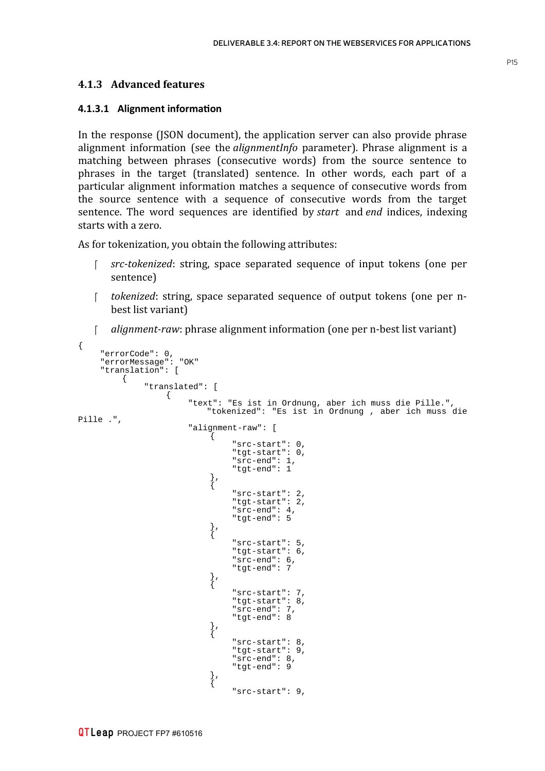### 4.1.3 Advanced features

#### 4.1.3.1 Alignment information

In the response (JSON document), the application server can also provide phrase alignment information (see the *alignmentInfo* parameter). Phrase alignment is a matching between phrases (consecutive words) from the source sentence to phrases in the target (translated) sentence. In other words, each part of a particular alignment information matches a sequence of consecutive words from the source sentence with a sequence of consecutive words from the target sentence. The word sequences are identified by *start* and *end* indices, indexing starts with a zero.

As for tokenization, you obtain the following attributes:

- *src-tokenized*: string, space separated sequence of input tokens (one per sentence)
- *tokenized*: string, space separated sequence of output tokens (one per n-best list variant)
- *alignment-raw*: phrase alignment information (one per n-best list variant)

```
{
    "errorCode": 0,
    "errorMessage": "OK"
    "translation": [
        {
            "translated": [
                {
                    "text": "Es ist in Ordnung, aber ich muss die Pille.",
                       "tokenized": "Es ist in Ordnung , aber ich muss die
Pille .",
                    "alignment-raw": [
                        {
                            "src-start": 0,
                            "tgt-start": 0,
                            "src-end": 1,
                            "tgt-end": 1
                        },
                        {
                            "src-start": 2,
                            "tgt-start": 2,
                            "src-end": 4,
                            "tgt-end": 5
                        },
                        {
                            "src-start": 5,
                            "tgt-start": 6,
                            "src-end": 6,
                            "tgt-end": 7
                        },
                        {
                            "src-start": 7,
                            "tgt-start": 8,
                            "src-end": 7,
                            "tgt-end": 8
                        },
                        {
                            "src-start": 8,
                            "tgt-start": 9,
                            "src-end": 8,
                            "tgt-end": 9
                        },
                        {
                            "src-start": 9,
```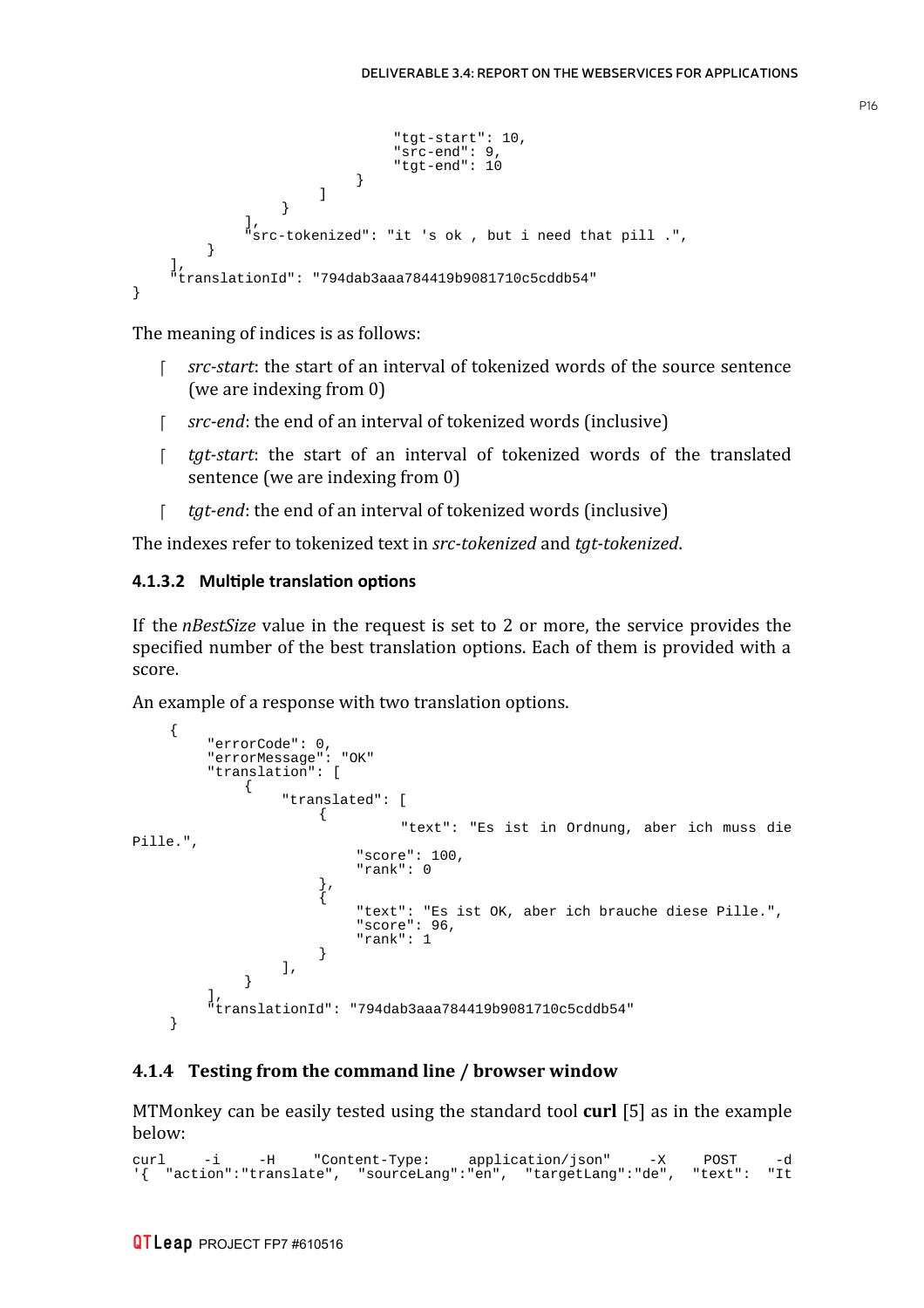```
                                        "tgt-start": 10,
                                        "src-end": 9,
                                        "tgt-end": 10
                                    }
                                ]
                            }
                        ],
                        "src-tokenized": "it 's ok , but i need that pill .",
                    }
            ],
            "translationId": "794dab3aaa784419b9081710c5cddb54"
}
```

The meaning of indices is as follows:

- *src-start*: the start of an interval of tokenized words of the source sentence (we are indexing from 0)
- *src-end*: the end of an interval of tokenized words (inclusive)
- *tgt-start*: the start of an interval of tokenized words of the translated sentence (we are indexing from 0)
- *tgt-end*: the end of an interval of tokenized words (inclusive)

The indexes refer to tokenized text in *src-tokenized* and *tgt-tokenized*.

#### 4.1.3.2 Multiple translation options

If the *nBestSize* value in the request is set to 2 or more, the service provides the specified number of the best translation options. Each of them is provided with a score.

An example of a response with two translation options.

```
    {
        "errorCode": 0,
        "errorMessage": "OK"
        "translation": [
            {
                "translated": [
                    {
                            "text": "Es ist in Ordnung, aber ich muss die
Pille.",
                        "score": 100,
                        "rank": 0
                    },
                    {
                        "text": "Es ist OK, aber ich brauche diese Pille.",
                        "score": 96,
                        "rank": 1
                    }
                ],
            }
        ],
        "translationId": "794dab3aaa784419b9081710c5cddb54"
    }
```

### 4.1.4 Testing from the command line / browser window

MTMonkey can be easily tested using the standard tool **curl** [5] as in the example below:

```
curl    -i    -H    "Content-Type:    application/json"    -X    POST    -d
'{  "action":"translate",  "sourceLang":"en",  "targetLang":"de",  "text":  "It
```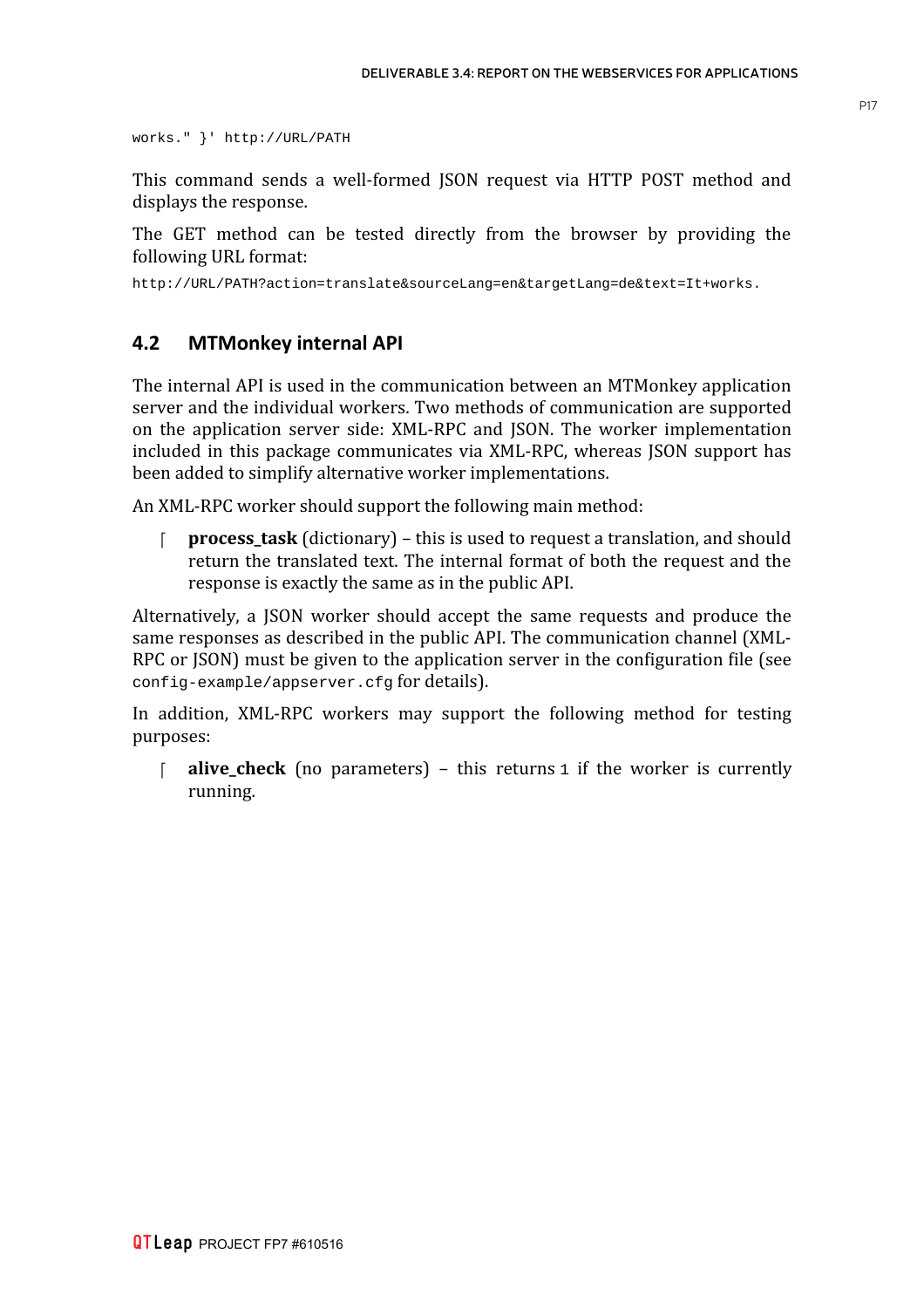```
works." }' http://URL/PATH
```

This command sends a well-formed JSON request via HTTP POST method and displays the response.

The GET method can be tested directly from the browser by providing the following URL format:

```
http://URL/PATH?action=translate&sourceLang=en&targetLang=de&text=It+works.
```

## 4.2 MTMonkey internal API

The internal API is used in the communication between an MTMonkey application server and the individual workers. Two methods of communication are supported on the application server side: XML-RPC and JSON. The worker implementation included in this package communicates via XML-RPC, whereas JSON support has been added to simplify alternative worker implementations.

An XML-RPC worker should support the following main method:

- **process_task** (dictionary) – this is used to request a translation, and should return the translated text. The internal format of both the request and the response is exactly the same as in the public API.

Alternatively, a JSON worker should accept the same requests and produce the same responses as described in the public API. The communication channel (XML-RPC or JSON) must be given to the application server in the configuration file (see `config-example/appserver.cfg` for details).

In addition, XML-RPC workers may support the following method for testing purposes:

- **alive_check** (no parameters) – this returns `1` if the worker is currently running.